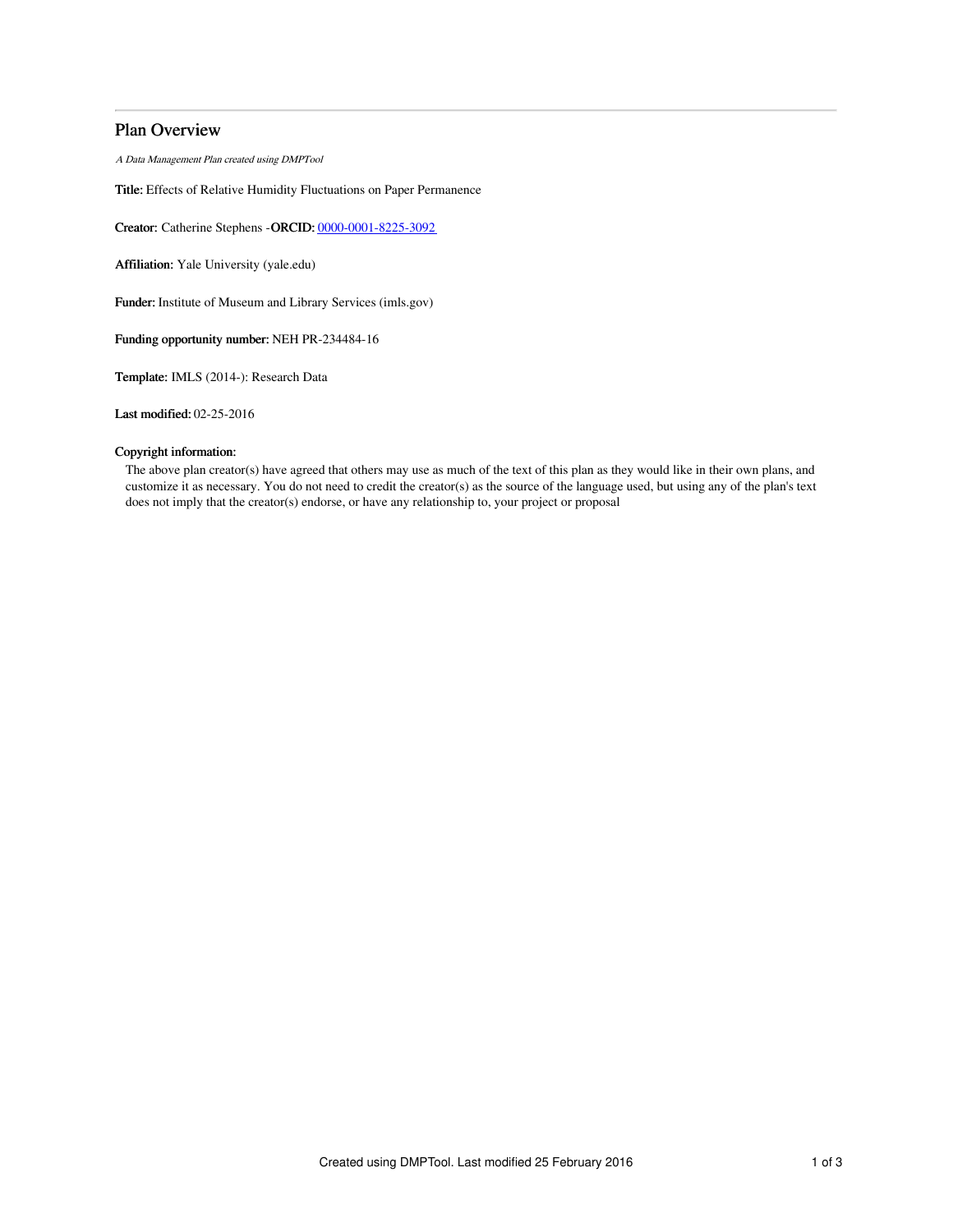# Plan Overview

*A Data Management Plan created using DMPTool*

**Title:** Effects of Relative Humidity Fluctuations on Paper Permanence

**Creator:** Catherine Stephens -**ORCID:** [0000-0001-8225-3092](https://orcid.org/0000-0001-8225-3092)

**Affiliation:** Yale University (yale.edu)

**Funder:** Institute of Museum and Library Services (imls.gov)

**Funding opportunity number:** NEH PR-234484-16

**Template:** IMLS (2014-): Research Data

**Last modified:** 02-25-2016

**Copyright information:**

The above plan creator(s) have agreed that others may use as much of the text of this plan as they would like in their own plans, and customize it as necessary. You do not need to credit the creator(s) as the source of the language used, but using any of the plan's text does not imply that the creator(s) endorse, or have any relationship to, your project or proposal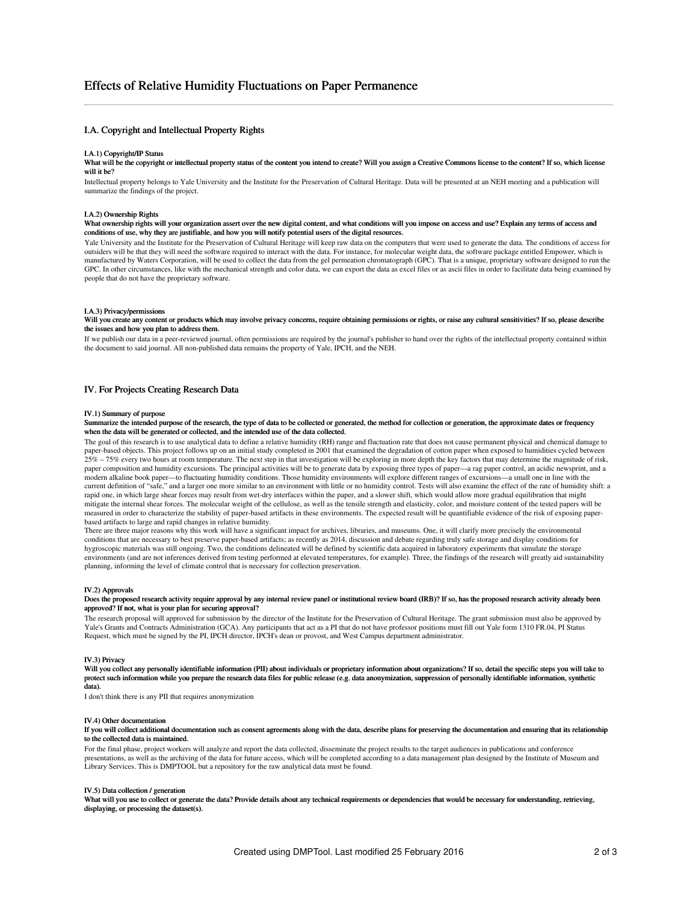# Effects of Relative Humidity Fluctuations on Paper Permanence

## I.A. Copyright and Intellectual Property Rights

#### I.A.1) Copyright/IP Status

**What will be the copyright or intellectual property status of the content you intend to create? Will you assign a Creative Commons license to the content? If so, which license will it be?**

Intellectual property belongs to Yale University and the Institute for the Preservation of Cultural Heritage. Data will be presented at an NEH meeting and a publication will summarize the findings of the project.

#### I.A.2) Ownership Rights

**What ownership rights will your organization assert over the new digital content, and what conditions will you impose on access and use? Explain any terms of access and conditions of use, why they are justifiable, and how you will notify potential users of the digital resources.**

Yale University and the Institute for the Preservation of Cultural Heritage will keep raw data on the computers that were used to generate the data. The conditions of access for outsiders will be that they will need the software required to interact with the data. For instance, for molecular weight data, the software package entitled Empower, which is manufactured by Waters Corporation, will be used to collect the data from the gel permeation chromatograph (GPC). That is a unique, proprietary software designed to run the GPC. In other circumstances, like with the mechanical strength and color data, we can export the data as excel files or as ascii files in order to facilitate data being examined by people that do not have the proprietary software.

#### I.A.3) Privacy/permissions

**Will you create any content or products which may involve privacy concerns, require obtaining permissions or rights, or raise any cultural sensitivities? If so, please describe the issues and how you plan to address them.**

If we publish our data in a peer-reviewed journal, often permissions are required by the journal's publisher to hand over the rights of the intellectual property contained within the document to said journal. All non-published data remains the property of Yale, IPCH, and the NEH.

## IV. For Projects Creating Research Data

#### IV.1) Summary of purpose

**Summarize the intended purpose of the research, the type of data to be collected or generated, the method for collection or generation, the approximate dates or frequency when the data will be generated or collected, and the intended use of the data collected.**

The goal of this research is to use analytical data to define a relative humidity (RH) range and fluctuation rate that does not cause permanent physical and chemical damage to paper-based objects. This project follows up on an initial study completed in 2001 that examined the degradation of cotton paper when exposed to humidities cycled between 25% – 75% every two hours at room temperature. The next step in that investigation will be exploring in more depth the key factors that may determine the magnitude of risk, paper composition and humidity excursions. The principal activities will be to generate data by exposing three types of paper—a rag paper control, an acidic newsprint, and a modern alkaline book paper—to fluctuating humidity conditions. Those humidity environments will explore different ranges of excursions—a small one in line with the current definition of "safe," and a larger one more similar to an environment with little or no humidity control. Tests will also examine the effect of the rate of humidity shift: a rapid one, in which large shear forces may result from wet-dry interfaces within the paper, and a slower shift, which would allow more gradual equilibration that might mitigate the internal shear forces. The molecular weight of the cellulose, as well as the tensile strength and elasticity, color, and moisture content of the tested papers will be measured in order to characterize the stability of paper-based artifacts in these environments. The expected result will be quantifiable evidence of the risk of exposing paper-based artifacts to large and rapid changes in relative humidity.

There are three major reasons why this work will have a significant impact for archives, libraries, and museums. One, it will clarify more precisely the environmental conditions that are necessary to best preserve paper-based artifacts; as recently as 2014, discussion and debate regarding truly safe storage and display conditions for hygroscopic materials was still ongoing. Two, the conditions delineated will be defined by scientific data acquired in laboratory experiments that simulate the storage environments (and are not inferences derived from testing performed at elevated temperatures, for example). Three, the findings of the research will greatly aid sustainability planning, informing the level of climate control that is necessary for collection preservation.

#### IV.2) Approvals

**Does the proposed research activity require approval by any internal review panel or institutional review board (IRB)? If so, has the proposed research activity already been approved? If not, what is your plan for securing approval?**

The research proposal will approved for submission by the director of the Institute for the Preservation of Cultural Heritage. The grant submission must also be approved by Yale's Grants and Contracts Administration (GCA). Any participants that act as a PI that do not have professor positions must fill out Yale form 1310 FR.04, PI Status Request, which must be signed by the PI, IPCH director, IPCH's dean or provost, and West Campus department administrator.

#### IV.3) Privacy

**Will you collect any personally identifiable information (PII) about individuals or proprietary information about organizations? If so, detail the specific steps you will take to protect such information while you prepare the research data files for public release (e.g. data anonymization, suppression of personally identifiable information, synthetic data).**

I don't think there is any PII that requires anonymization

#### IV.4) Other documentation

**If you will collect additional documentation such as consent agreements along with the data, describe plans for preserving the documentation and ensuring that its relationship to the collected data is maintained.**

For the final phase, project workers will analyze and report the data collected, disseminate the project results to the target audiences in publications and conference presentations, as well as the archiving of the data for future access, which will be completed according to a data management plan designed by the Institute of Museum and Library Services. This is DMPTOOL but a repository for the raw analytical data must be found.

#### IV.5) Data collection / generation

**What will you use to collect or generate the data? Provide details about any technical requirements or dependencies that would be necessary for understanding, retrieving, displaying, or processing the dataset(s).**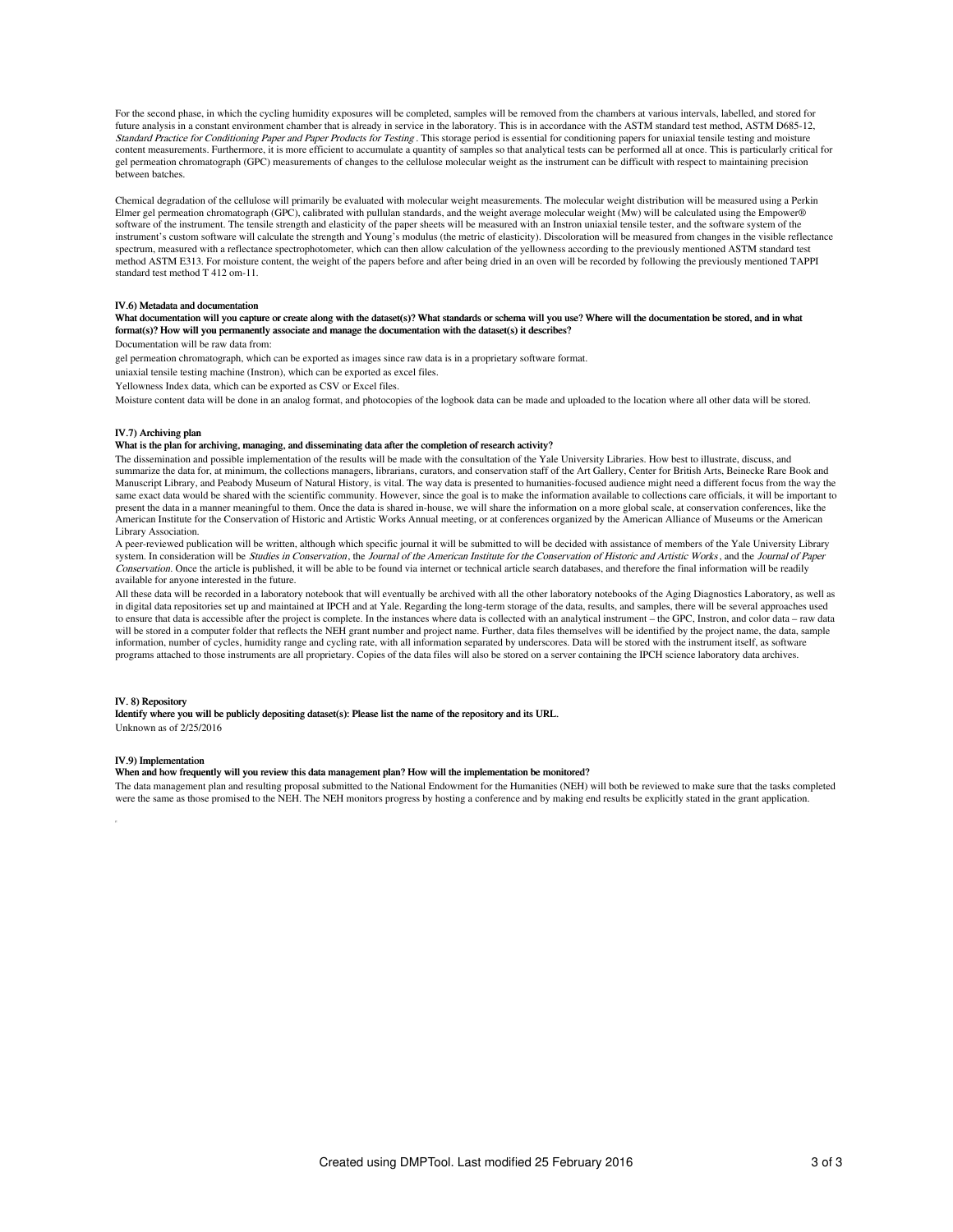For the second phase, in which the cycling humidity exposures will be completed, samples will be removed from the chambers at various intervals, labelled, and stored for future analysis in a constant environment chamber that is already in service in the laboratory. This is in accordance with the ASTM standard test method, ASTM D685-12, *Standard Practice for Conditioning Paper and Paper Products for Testing* . This storage period is essential for conditioning papers for uniaxial tensile testing and moisture content measurements. Furthermore, it is more efficient to accumulate a quantity of samples so that analytical tests can be performed all at once. This is particularly critical for gel permeation chromatograph (GPC) measurements of changes to the cellulose molecular weight as the instrument can be difficult with respect to maintaining precision between batches.

Chemical degradation of the cellulose will primarily be evaluated with molecular weight measurements. The molecular weight distribution will be measured using a Perkin Elmer gel permeation chromatograph (GPC), calibrated with pullulan standards, and the weight average molecular weight (Mw) will be calculated using the Empower® software of the instrument. The tensile strength and elasticity of the paper sheets will be measured with an Instron uniaxial tensile tester, and the software system of the instrument's custom software will calculate the strength and Young's modulus (the metric of elasticity). Discoloration will be measured from changes in the visible reflectance spectrum, measured with a reflectance spectrophotometer, which can then allow calculation of the yellowness according to the previously mentioned ASTM standard test method ASTM E313. For moisture content, the weight of the papers before and after being dried in an oven will be recorded by following the previously mentioned TAPPI standard test method T 412 om-11.

### IV.6) Metadata and documentation

**What documentation will you capture or create along with the dataset(s)? What standards or schema will you use? Where will the documentation be stored, and in what format(s)? How will you permanently associate and manage the documentation with the dataset(s) it describes?**

Documentation will be raw data from:

gel permeation chromatograph, which can be exported as images since raw data is in a proprietary software format.

uniaxial tensile testing machine (Instron), which can be exported as excel files.

Yellowness Index data, which can be exported as CSV or Excel files.

Moisture content data will be done in an analog format, and photocopies of the logbook data can be made and uploaded to the location where all other data will be stored.

### IV.7) Archiving plan

**What is the plan for archiving, managing, and disseminating data after the completion of research activity?**

The dissemination and possible implementation of the results will be made with the consultation of the Yale University Libraries. How best to illustrate, discuss, and summarize the data for, at minimum, the collections managers, librarians, curators, and conservation staff of the Art Gallery, Center for British Arts, Beinecke Rare Book and Manuscript Library, and Peabody Museum of Natural History, is vital. The way data is presented to humanities-focused audience might need a different focus from the way the same exact data would be shared with the scientific community. However, since the goal is to make the information available to collections care officials, it will be important to present the data in a manner meaningful to them. Once the data is shared in-house, we will share the information on a more global scale, at conservation conferences, like the American Institute for the Conservation of Historic and Artistic Works Annual meeting, or at conferences organized by the American Alliance of Museums or the American Library Association.

A peer-reviewed publication will be written, although which specific journal it will be submitted to will be decided with assistance of members of the Yale University Library system. In consideration will be *Studies in Conservation*, the *Journal of the American Institute for the Conservation of Historic and Artistic Works* , and the *Journal of Paper Conservation*. Once the article is published, it will be able to be found via internet or technical article search databases, and therefore the final information will be readily available for anyone interested in the future.

All these data will be recorded in a laboratory notebook that will eventually be archived with all the other laboratory notebooks of the Aging Diagnostics Laboratory, as well as in digital data repositories set up and maintained at IPCH and at Yale. Regarding the long-term storage of the data, results, and samples, there will be several approaches used to ensure that data is accessible after the project is complete. In the instances where data is collected with an analytical instrument – the GPC, Instron, and color data – raw data will be stored in a computer folder that reflects the NEH grant number and project name. Further, data files themselves will be identified by the project name, the data, sample information, number of cycles, humidity range and cycling rate, with all information separated by underscores. Data will be stored with the instrument itself, as software programs attached to those instruments are all proprietary. Copies of the data files will also be stored on a server containing the IPCH science laboratory data archives.

### IV. 8) Repository

**Identify where you will be publicly depositing dataset(s): Please list the name of the repository and its URL.**

Unknown as of 2/25/2016

### IV.9) Implementation

**When and how frequently will you review this data management plan? How will the implementation be monitored?**

The data management plan and resulting proposal submitted to the National Endowment for the Humanities (NEH) will both be reviewed to make sure that the tasks completed were the same as those promised to the NEH. The NEH monitors progress by hosting a conference and by making end results be explicitly stated in the grant application.